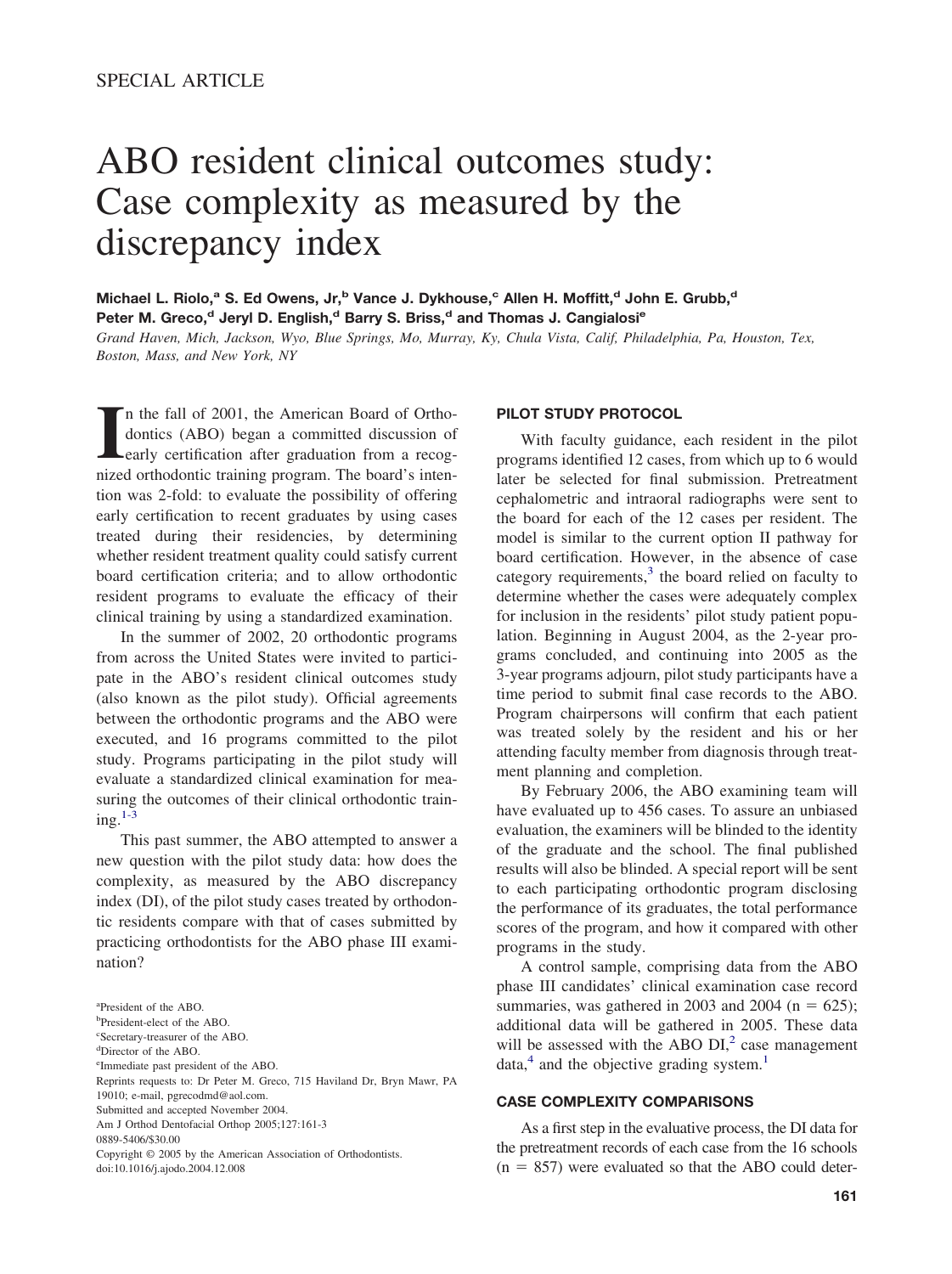SPECIAL ARTICLE

# ABO resident clinical outcomes study: Case complexity as measured by the discrepancy index

**Michael L. Riolo,[a] S. Ed Owens, Jr,[b] Vance J. Dykhouse,[c] Allen H. Moffitt,[d] John E. Grubb,[d] Peter M. Greco,[d] Jeryl D. English,[d] Barry S. Briss,[d] and Thomas J. Cangialosi[e]**

*Grand Haven, Mich, Jackson, Wyo, Blue Springs, Mo, Murray, Ky, Chula Vista, Calif, Philadelphia, Pa, Houston, Tex, Boston, Mass, and New York, NY*

In the fall of 2001, the American Board of Orthodontics (ABO) began a committed discussion of early certification after graduation from a recognized orthodontic training program. The board's intention was 2-fold: to evaluate the possibility of offering early certification to recent graduates by using cases treated during their residencies, by determining whether resident treatment quality could satisfy current board certification criteria; and to allow orthodontic resident programs to evaluate the efficacy of their clinical training by using a standardized examination.

In the summer of 2002, 20 orthodontic programs from across the United States were invited to participate in the ABO's resident clinical outcomes study (also known as the pilot study). Official agreements between the orthodontic programs and the ABO were executed, and 16 programs committed to the pilot study. Programs participating in the pilot study will evaluate a standardized clinical examination for measuring the outcomes of their clinical orthodontic training.[1-3]

This past summer, the ABO attempted to answer a new question with the pilot study data: how does the complexity, as measured by the ABO discrepancy index (DI), of the pilot study cases treated by orthodontic residents compare with that of cases submitted by practicing orthodontists for the ABO phase III examination?

[a]President of the ABO.
[b]President-elect of the ABO.
[c]Secretary-treasurer of the ABO.
[d]Director of the ABO.
[e]Immediate past president of the ABO.
Reprints requests to: Dr Peter M. Greco, 715 Haviland Dr, Bryn Mawr, PA 19010; e-mail, pgrecodmd@aol.com.
Submitted and accepted November 2004.
Am J Orthod Dentofacial Orthop 2005;127:161-3
0889-5406/$30.00
Copyright © 2005 by the American Association of Orthodontists.
doi:10.1016/j.ajodo.2004.12.008

## PILOT STUDY PROTOCOL

With faculty guidance, each resident in the pilot programs identified 12 cases, from which up to 6 would later be selected for final submission. Pretreatment cephalometric and intraoral radiographs were sent to the board for each of the 12 cases per resident. The model is similar to the current option II pathway for board certification. However, in the absence of case category requirements,[3] the board relied on faculty to determine whether the cases were adequately complex for inclusion in the residents' pilot study patient population. Beginning in August 2004, as the 2-year programs concluded, and continuing into 2005 as the 3-year programs adjourn, pilot study participants have a time period to submit final case records to the ABO. Program chairpersons will confirm that each patient was treated solely by the resident and his or her attending faculty member from diagnosis through treatment planning and completion.

By February 2006, the ABO examining team will have evaluated up to 456 cases. To assure an unbiased evaluation, the examiners will be blinded to the identity of the graduate and the school. The final published results will also be blinded. A special report will be sent to each participating orthodontic program disclosing the performance of its graduates, the total performance scores of the program, and how it compared with other programs in the study.

A control sample, comprising data from the ABO phase III candidates' clinical examination case record summaries, was gathered in 2003 and 2004 (n = 625); additional data will be gathered in 2005. These data will be assessed with the ABO DI,[2] case management data,[4] and the objective grading system.[1]

## CASE COMPLEXITY COMPARISONS

As a first step in the evaluative process, the DI data for the pretreatment records of each case from the 16 schools (n = 857) were evaluated so that the ABO could deter-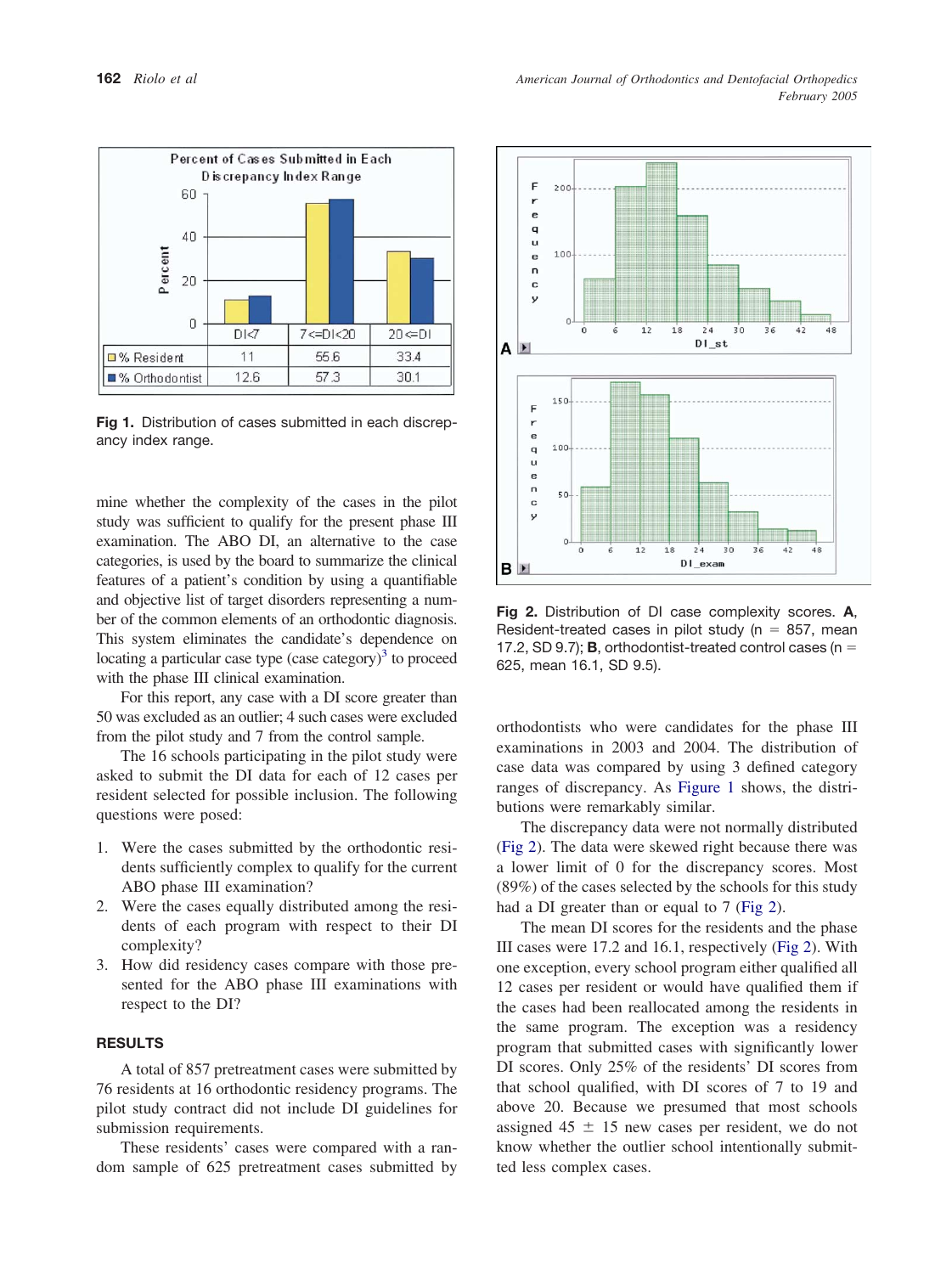| | DI<7 | 7<=DI<20 | 20<=DI |
|---|---|---|---|
| % Resident | 11 | 55.6 | 33.4 |
| % Orthodontist | 12.6 | 57.3 | 30.1 |

**Fig 1.** Distribution of cases submitted in each discrepancy index range.

mine whether the complexity of the cases in the pilot study was sufficient to qualify for the present phase III examination. The ABO DI, an alternative to the case categories, is used by the board to summarize the clinical features of a patient's condition by using a quantifiable and objective list of target disorders representing a number of the common elements of an orthodontic diagnosis. This system eliminates the candidate's dependence on locating a particular case type (case category)[3] to proceed with the phase III clinical examination.

For this report, any case with a DI score greater than 50 was excluded as an outlier; 4 such cases were excluded from the pilot study and 7 from the control sample.

The 16 schools participating in the pilot study were asked to submit the DI data for each of 12 cases per resident selected for possible inclusion. The following questions were posed:

1. Were the cases submitted by the orthodontic residents sufficiently complex to qualify for the current ABO phase III examination?
2. Were the cases equally distributed among the residents of each program with respect to their DI complexity?
3. How did residency cases compare with those presented for the ABO phase III examinations with respect to the DI?

## RESULTS

A total of 857 pretreatment cases were submitted by 76 residents at 16 orthodontic residency programs. The pilot study contract did not include DI guidelines for submission requirements.

These residents' cases were compared with a random sample of 625 pretreatment cases submitted by orthodontists who were candidates for the phase III examinations in 2003 and 2004. The distribution of case data was compared by using 3 defined category ranges of discrepancy. As Figure 1 shows, the distributions were remarkably similar.

**Fig 2.** Distribution of DI case complexity scores. **A**, Resident-treated cases in pilot study (n = 857, mean 17.2, SD 9.7); **B**, orthodontist-treated control cases (n = 625, mean 16.1, SD 9.5).

The discrepancy data were not normally distributed (Fig 2). The data were skewed right because there was a lower limit of 0 for the discrepancy scores. Most (89%) of the cases selected by the schools for this study had a DI greater than or equal to 7 (Fig 2).

The mean DI scores for the residents and the phase III cases were 17.2 and 16.1, respectively (Fig 2). With one exception, every school program either qualified all 12 cases per resident or would have qualified them if the cases had been reallocated among the residents in the same program. The exception was a residency program that submitted cases with significantly lower DI scores. Only 25% of the residents' DI scores from that school qualified, with DI scores of 7 to 19 and above 20. Because we presumed that most schools assigned 45 ± 15 new cases per resident, we do not know whether the outlier school intentionally submitted less complex cases.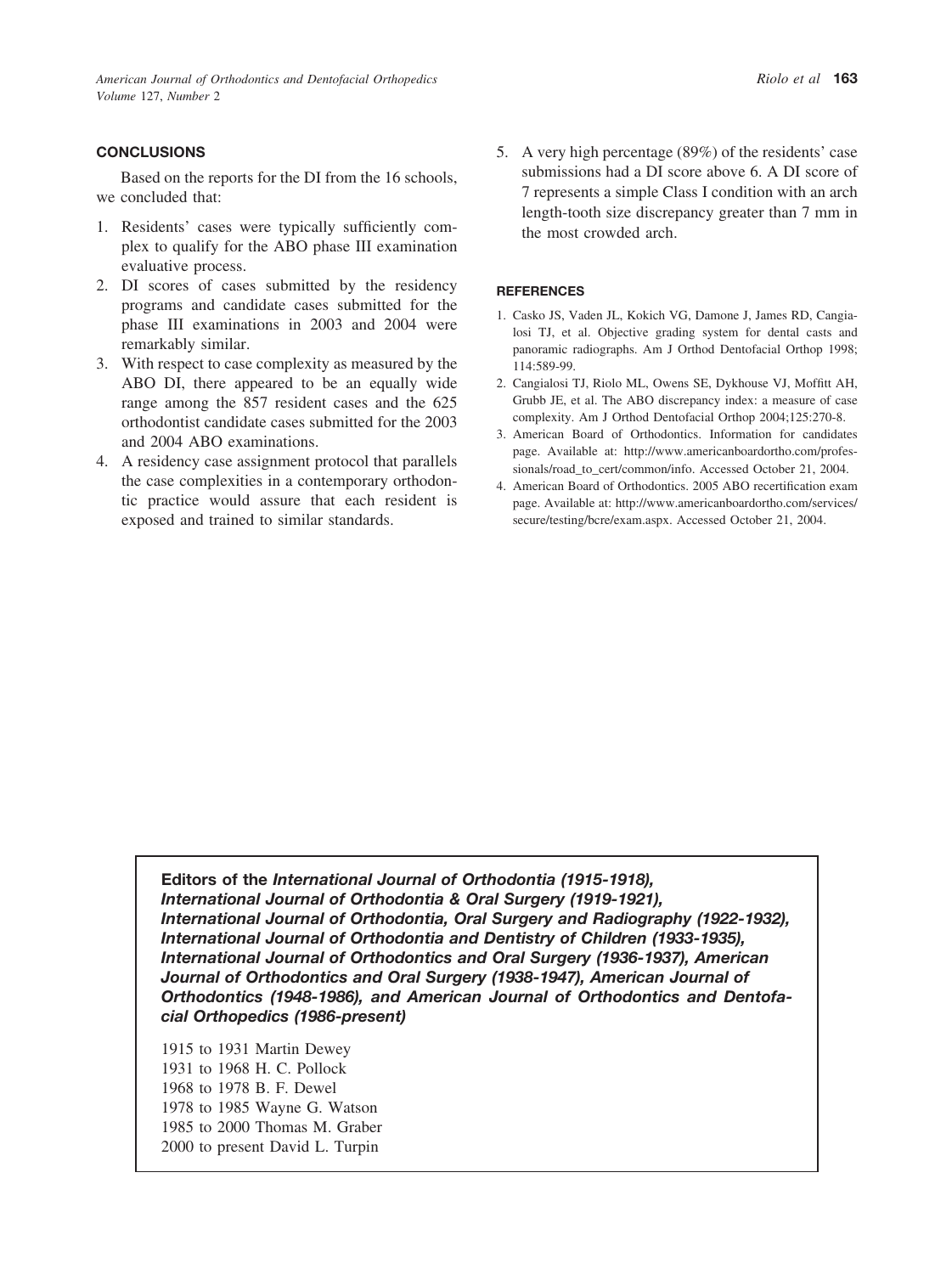## CONCLUSIONS

Based on the reports for the DI from the 16 schools, we concluded that:

1. Residents' cases were typically sufficiently complex to qualify for the ABO phase III examination evaluative process.
2. DI scores of cases submitted by the residency programs and candidate cases submitted for the phase III examinations in 2003 and 2004 were remarkably similar.
3. With respect to case complexity as measured by the ABO DI, there appeared to be an equally wide range among the 857 resident cases and the 625 orthodontist candidate cases submitted for the 2003 and 2004 ABO examinations.
4. A residency case assignment protocol that parallels the case complexities in a contemporary orthodontic practice would assure that each resident is exposed and trained to similar standards.
5. A very high percentage (89%) of the residents' case submissions had a DI score above 6. A DI score of 7 represents a simple Class I condition with an arch length-tooth size discrepancy greater than 7 mm in the most crowded arch.

## REFERENCES

1. Casko JS, Vaden JL, Kokich VG, Damone J, James RD, Cangialosi TJ, et al. Objective grading system for dental casts and panoramic radiographs. Am J Orthod Dentofacial Orthop 1998; 114:589-99.
2. Cangialosi TJ, Riolo ML, Owens SE, Dykhouse VJ, Moffitt AH, Grubb JE, et al. The ABO discrepancy index: a measure of case complexity. Am J Orthod Dentofacial Orthop 2004;125:270-8.
3. American Board of Orthodontics. Information for candidates page. Available at: http://www.americanboardortho.com/professionals/road_to_cert/common/info. Accessed October 21, 2004.
4. American Board of Orthodontics. 2005 ABO recertification exam page. Available at: http://www.americanboardortho.com/services/secure/testing/bcre/exam.aspx. Accessed October 21, 2004.

---

**Editors of the *International Journal of Orthodontia (1915-1918), International Journal of Orthodontia & Oral Surgery (1919-1921), International Journal of Orthodontia, Oral Surgery and Radiography (1922-1932), International Journal of Orthodontia and Dentistry of Children (1933-1935), International Journal of Orthodontics and Oral Surgery (1936-1937), American Journal of Orthodontics and Oral Surgery (1938-1947), American Journal of Orthodontics (1948-1986), and American Journal of Orthodontics and Dentofacial Orthopedics (1986-present)***

1915 to 1931 Martin Dewey
1931 to 1968 H. C. Pollock
1968 to 1978 B. F. Dewel
1978 to 1985 Wayne G. Watson
1985 to 2000 Thomas M. Graber
2000 to present David L. Turpin